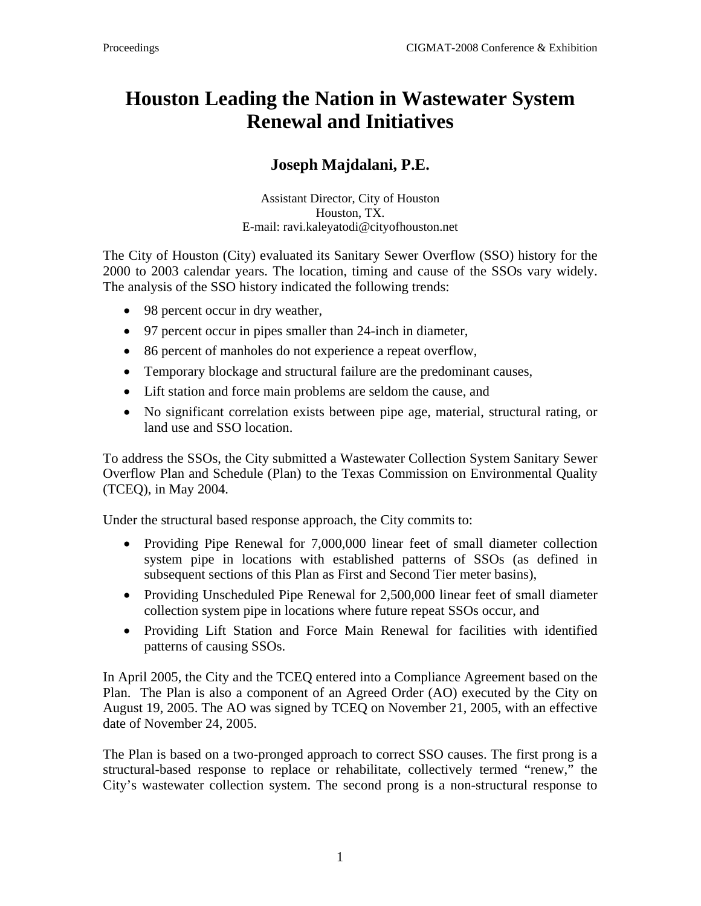# Houston Leading the Nation in Wastewater System Renewal and Initiatives

## Joseph Majdalani, P.E.

Assistant Director, City of Houston
Houston, TX.
E-mail: ravi.kaleyatodi@cityofhouston.net

The City of Houston (City) evaluated its Sanitary Sewer Overflow (SSO) history for the 2000 to 2003 calendar years. The location, timing and cause of the SSOs vary widely. The analysis of the SSO history indicated the following trends:

- 98 percent occur in dry weather,
- 97 percent occur in pipes smaller than 24-inch in diameter,
- 86 percent of manholes do not experience a repeat overflow,
- Temporary blockage and structural failure are the predominant causes,
- Lift station and force main problems are seldom the cause, and
- No significant correlation exists between pipe age, material, structural rating, or land use and SSO location.

To address the SSOs, the City submitted a Wastewater Collection System Sanitary Sewer Overflow Plan and Schedule (Plan) to the Texas Commission on Environmental Quality (TCEQ), in May 2004.

Under the structural based response approach, the City commits to:

- Providing Pipe Renewal for 7,000,000 linear feet of small diameter collection system pipe in locations with established patterns of SSOs (as defined in subsequent sections of this Plan as First and Second Tier meter basins),
- Providing Unscheduled Pipe Renewal for 2,500,000 linear feet of small diameter collection system pipe in locations where future repeat SSOs occur, and
- Providing Lift Station and Force Main Renewal for facilities with identified patterns of causing SSOs.

In April 2005, the City and the TCEQ entered into a Compliance Agreement based on the Plan. The Plan is also a component of an Agreed Order (AO) executed by the City on August 19, 2005. The AO was signed by TCEQ on November 21, 2005, with an effective date of November 24, 2005.

The Plan is based on a two-pronged approach to correct SSO causes. The first prong is a structural-based response to replace or rehabilitate, collectively termed "renew," the City's wastewater collection system. The second prong is a non-structural response to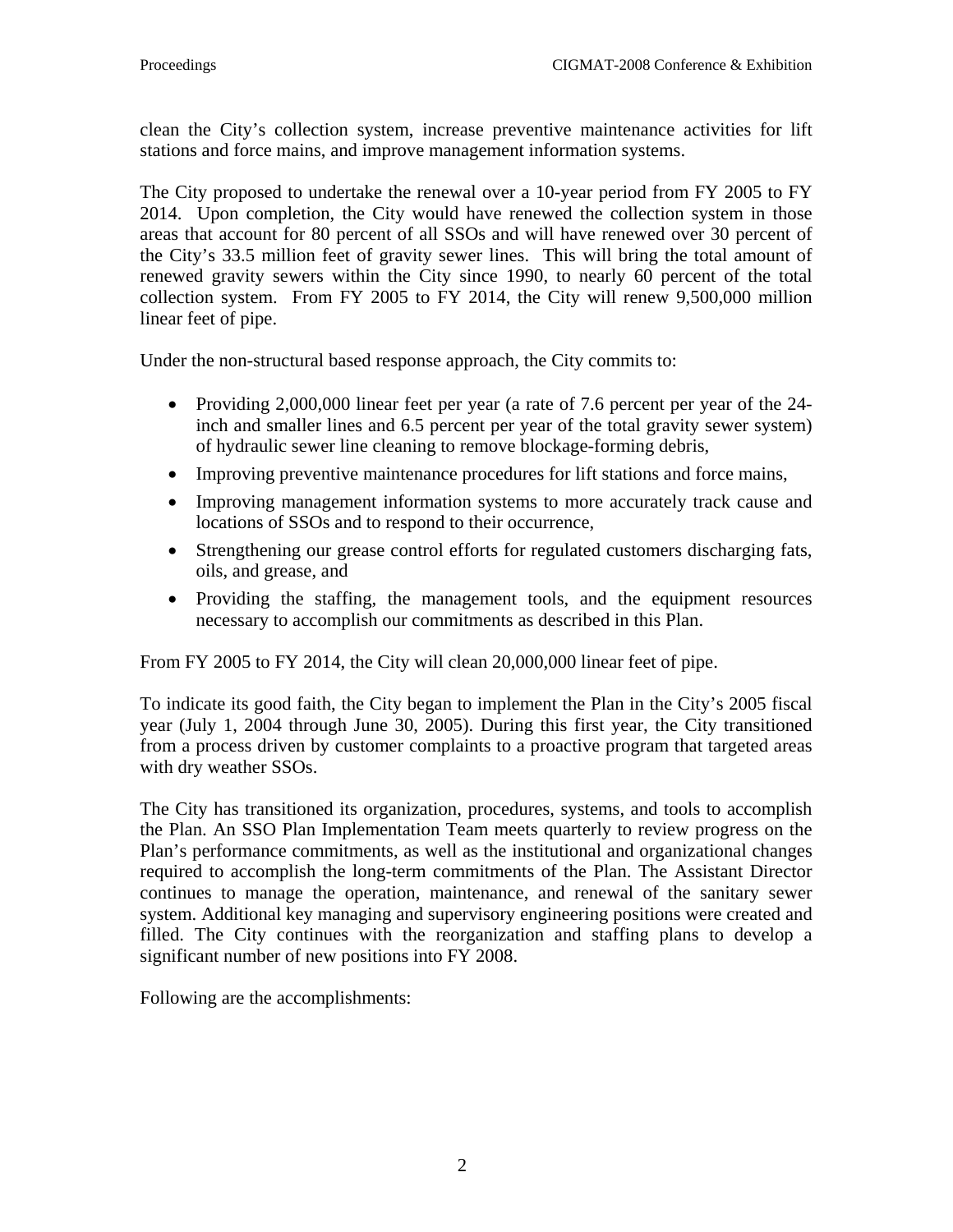clean the City's collection system, increase preventive maintenance activities for lift stations and force mains, and improve management information systems.

The City proposed to undertake the renewal over a 10-year period from FY 2005 to FY 2014. Upon completion, the City would have renewed the collection system in those areas that account for 80 percent of all SSOs and will have renewed over 30 percent of the City's 33.5 million feet of gravity sewer lines. This will bring the total amount of renewed gravity sewers within the City since 1990, to nearly 60 percent of the total collection system. From FY 2005 to FY 2014, the City will renew 9,500,000 million linear feet of pipe.

Under the non-structural based response approach, the City commits to:

- Providing 2,000,000 linear feet per year (a rate of 7.6 percent per year of the 24-inch and smaller lines and 6.5 percent per year of the total gravity sewer system) of hydraulic sewer line cleaning to remove blockage-forming debris,
- Improving preventive maintenance procedures for lift stations and force mains,
- Improving management information systems to more accurately track cause and locations of SSOs and to respond to their occurrence,
- Strengthening our grease control efforts for regulated customers discharging fats, oils, and grease, and
- Providing the staffing, the management tools, and the equipment resources necessary to accomplish our commitments as described in this Plan.

From FY 2005 to FY 2014, the City will clean 20,000,000 linear feet of pipe.

To indicate its good faith, the City began to implement the Plan in the City's 2005 fiscal year (July 1, 2004 through June 30, 2005). During this first year, the City transitioned from a process driven by customer complaints to a proactive program that targeted areas with dry weather SSOs.

The City has transitioned its organization, procedures, systems, and tools to accomplish the Plan. An SSO Plan Implementation Team meets quarterly to review progress on the Plan's performance commitments, as well as the institutional and organizational changes required to accomplish the long-term commitments of the Plan. The Assistant Director continues to manage the operation, maintenance, and renewal of the sanitary sewer system. Additional key managing and supervisory engineering positions were created and filled. The City continues with the reorganization and staffing plans to develop a significant number of new positions into FY 2008.

Following are the accomplishments: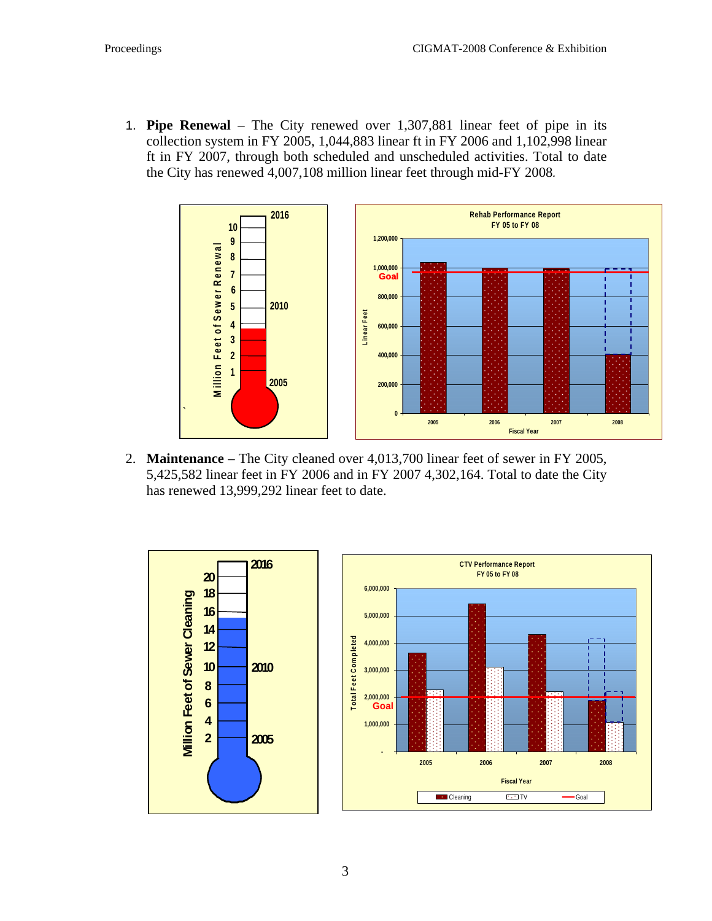1. **Pipe Renewal** – The City renewed over 1,307,881 linear feet of pipe in its collection system in FY 2005, 1,044,883 linear ft in FY 2006 and 1,102,998 linear ft in FY 2007, through both scheduled and unscheduled activities. Total to date the City has renewed 4,007,108 million linear feet through mid-FY 2008.

2. **Maintenance** – The City cleaned over 4,013,700 linear feet of sewer in FY 2005, 5,425,582 linear feet in FY 2006 and in FY 2007 4,302,164. Total to date the City has renewed 13,999,292 linear feet to date.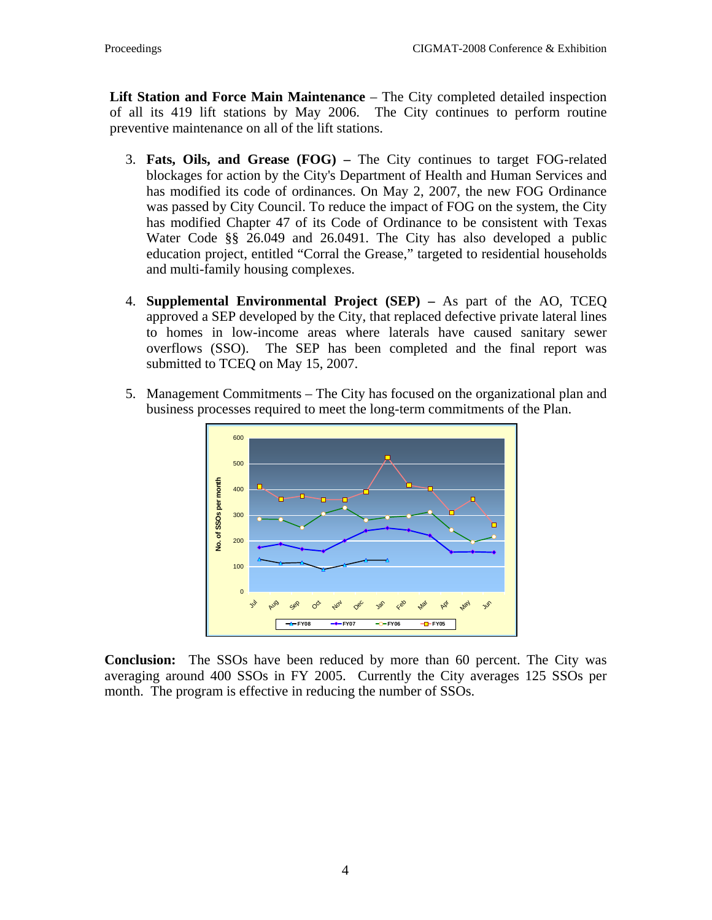**Lift Station and Force Main Maintenance** – The City completed detailed inspection of all its 419 lift stations by May 2006. The City continues to perform routine preventive maintenance on all of the lift stations.

3. **Fats, Oils, and Grease (FOG) –** The City continues to target FOG-related blockages for action by the City's Department of Health and Human Services and has modified its code of ordinances. On May 2, 2007, the new FOG Ordinance was passed by City Council. To reduce the impact of FOG on the system, the City has modified Chapter 47 of its Code of Ordinance to be consistent with Texas Water Code §§ 26.049 and 26.0491. The City has also developed a public education project, entitled "Corral the Grease," targeted to residential households and multi-family housing complexes.

4. **Supplemental Environmental Project (SEP) –** As part of the AO, TCEQ approved a SEP developed by the City, that replaced defective private lateral lines to homes in low-income areas where laterals have caused sanitary sewer overflows (SSO). The SEP has been completed and the final report was submitted to TCEQ on May 15, 2007.

5. Management Commitments – The City has focused on the organizational plan and business processes required to meet the long-term commitments of the Plan.

No. of SSOs per month

600
500
400
300
200
100
0

Jul Aug Sep Oct Nov Dec Jan Feb Mar Apr May Jun

FY08 FY07 FY06 FY05

**Conclusion:** The SSOs have been reduced by more than 60 percent. The City was averaging around 400 SSOs in FY 2005. Currently the City averages 125 SSOs per month. The program is effective in reducing the number of SSOs.